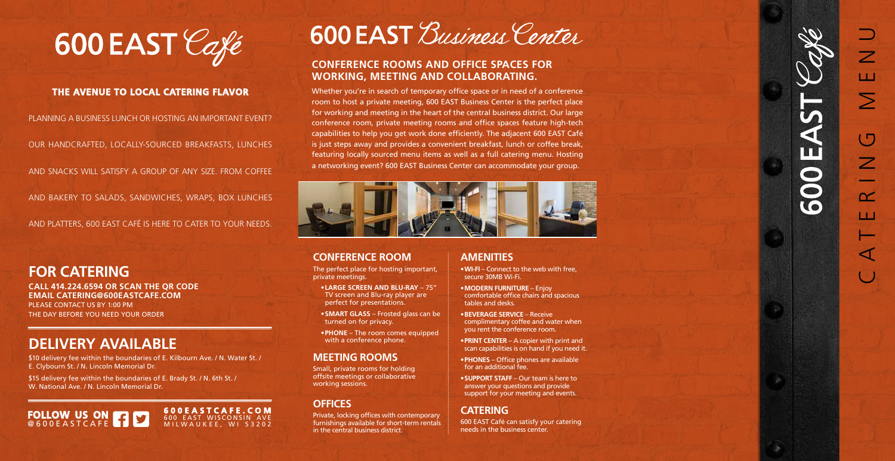# 600 EAST Café

### THE AVENUE TO LOCAL CATERING FLAVOR

PLANNING A BUSINESS LUNCH OR HOSTING AN IMPORTANT EVENT? OUR HANDCRAFTED, LOCALLY-SOURCED BREAKFASTS, LUNCHES AND SNACKS WILL SATISFY A GROUP OF ANY SIZE. FROM COFFEE AND BAKERY TO SALADS, SANDWICHES, WRAPS, BOX LUNCHES AND PLATTERS, 600 EAST CAFÉ IS HERE TO CATER TO YOUR NEEDS.

## FOR CATERING

**CALL 414.224.6594 OR SCAN THE QR CODE**
**EMAIL CATERING@600EASTCAFE.COM**
PLEASE CONTACT US BY 1:00 PM
THE DAY BEFORE YOU NEED YOUR ORDER

## DELIVERY AVAILABLE

$10 delivery fee within the boundaries of E. Kilbourn Ave. / N. Water St. / E. Clybourn St. / N. Lincoln Memorial Dr.

$15 delivery fee within the boundaries of E. Brady St. / N. 6th St. / W. National Ave. / N. Lincoln Memorial Dr.

**FOLLOW US ON** @600EASTCAFE

**600EASTCAFE.COM**
600 EAST WISCONSIN AVE
MILWAUKEE, WI 53202

# 600 EAST Business Center

### CONFERENCE ROOMS AND OFFICE SPACES FOR WORKING, MEETING AND COLLABORATING.

Whether you're in search of temporary office space or in need of a conference room to host a private meeting, 600 EAST Business Center is the perfect place for working and meeting in the heart of the central business district. Our large conference room, private meeting rooms and office spaces feature high-tech capabilities to help you get work done efficiently. The adjacent 600 EAST Café is just steps away and provides a convenient breakfast, lunch or coffee break, featuring locally sourced menu items as well as a full catering menu. Hosting a networking event? 600 EAST Business Center can accommodate your group.

### CONFERENCE ROOM

The perfect place for hosting important, private meetings.

- **LARGE SCREEN AND BLU-RAY** – 75" TV screen and Blu-ray player are perfect for presentations.
- **SMART GLASS** – Frosted glass can be turned on for privacy.
- **PHONE** – The room comes equipped with a conference phone.

### MEETING ROOMS

Small, private rooms for holding offsite meetings or collaborative working sessions.

### OFFICES

Private, locking offices with contemporary furnishings available for short-term rentals in the central business district.

### AMENITIES

- **WI-FI** – Connect to the web with free, secure 30MB Wi-Fi.
- **MODERN FURNITURE** – Enjoy comfortable office chairs and spacious tables and desks.
- **BEVERAGE SERVICE** – Receive complimentary coffee and water when you rent the conference room.
- **PRINT CENTER** – A copier with print and scan capabilities is on hand if you need it.
- **PHONES** – Office phones are available for an additional fee.
- **SUPPORT STAFF** – Our team is here to answer your questions and provide support for your meeting and events.

### CATERING

600 EAST Café can satisfy your catering needs in the business center.

# 600 EAST Café

# CATERING MENU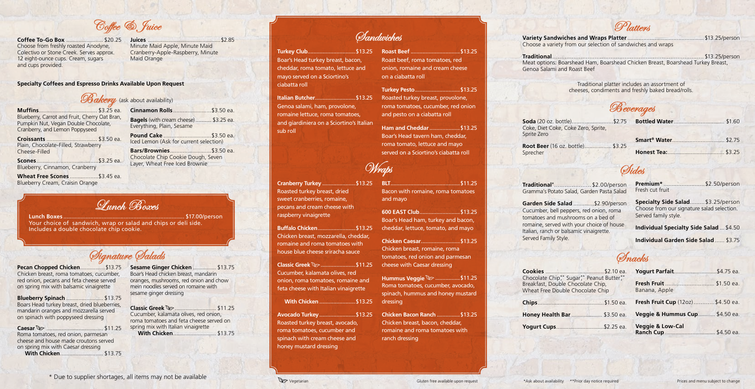## Coffee & Juice

**Coffee To-Go Box** ........................ $20.25
Choose from freshly roasted Anodyne, Colectivo or Stone Creek. Serves approx. 12 eight-ounce cups. Cream, sugars and cups provided.

**Juices** ................................................. $2.85
Minute Maid Apple, Minute Maid Cranberry-Apple-Raspberry, Minute Maid Orange

**Specialty Coffees and Espresso Drinks Available Upon Request**

## Bakery (ask about availability)

**Muffins**...................................... $3.25 ea.
Blueberry, Carrot and Fruit, Cherry Oat Bran, Pumpkin Nut, Vegan Double Chocolate, Cranberry, and Lemon Poppyseed

**Croissants** ................................ $3.50 ea.
Plain, Chocolate-Filled, Strawberry Cheese-Filled

**Scones**....................................... $3.25 ea.
Blueberry, Cinnamon, Cranberry

**Wheat Free Scones** .................. $3.45 ea.
Blueberry Cream, Craisin Orange

**Cinnamon Rolls** ........................ $3.50 ea.

**Bagels** (with cream cheese) ........... $3.25 ea.
Everything, Plain, Sesame

**Pound Cake** .............................. $3.50 ea.
Iced Lemon (Ask for current selection)

**Bars/Brownies**.......................... $3.50 ea.
Chocolate Chip Cookie Dough, Seven Layer, Wheat Free Iced Brownie

## Lunch Boxes

**Lunch Boxes** ........................................................................ $17.00/person
Your choice of sandwich, wrap or salad and chips or deli side. Includes a double chocolate chip cookie.

## Signature Salads

**Pecan Chopped Chicken**................ $13.75
Chicken breast, roma tomatoes, cucumber, red onion, pecans and feta cheese served on spring mix with balsamic vinaigrette

**Blueberry Spinach** ........................ $13.75
Boars Head turkey breast, dried blueberries, mandarin oranges and mozzarella served on spinach with poppyseed dressing

**Caesar** (Vegetarian) ...................................... $11.25
Roma tomatoes, red onion, parmesan cheese and house made croutons served on spring mix with Caesar dressing
**With Chicken**............................ $13.75

**Sesame Ginger Chicken** ............... $13.75
Boar's Head chicken breast, mandarin oranges, mushrooms, red onion and chow mein noodles served on romaine with sesame ginger dressing

**Classic Greek** (Vegetarian) ........................... $11.25
Cucumber, kalamata olives, red onion, roma tomatoes and feta cheese served on spring mix with Italian vinaigrette
**With Chicken**............................ $13.75

\* Due to supplier shortages, all items may not be available

## Sandwiches

**Turkey Club**................................ $13.25
Boar's Head turkey breast, bacon, cheddar, roma tomato, lettuce and mayo served on a Sciortino's ciabatta roll

**Italian Butcher**........................... $13.25
Genoa salami, ham, provolone, romaine lettuce, roma tomatoes, and giardiniera on a Sciortino's Italian sub roll

**Roast Beef** ................................. $13.25
Roast beef, roma tomatoes, red onion, romaine and cream cheese on a ciabatta roll

**Turkey Pesto**.............................. $13.25
Roasted turkey breast, provolone, roma tomatoes, cucumber, red onion and pesto on a ciabatta roll

**Ham and Cheddar** ..................... $13.25
Boar's Head tavern ham, cheddar, roma tomato, lettuce and mayo served on a Sciortino's ciabatta roll

## Wraps

**Cranberry Turkey** ...................... $13.25
Roasted turkey breast, dried sweet cranberries, romaine, pecans and cream cheese with raspberry vinaigrette

**Buffalo Chicken**......................... $13.25
Chicken breast, mozzarella, cheddar, romaine and roma tomatoes with house blue cheese sriracha sauce

**Classic Greek** (Vegetarian) ....................... $11.25
Cucumber, kalamata olives, red onion, roma tomatoes, romaine and feta cheese with Italian vinaigrette
**With Chicken**........................ $13.25

**Avocado Turkey**........................ $13.25
Roasted turkey breast, avocado, roma tomatoes, cucumber and spinach with cream cheese and honey mustard dressing

**BLT**............................................... $11.25
Bacon with romaine, roma tomatoes and mayo

**600 EAST Club**........................... $13.25
Boar's Head ham, turkey and bacon, cheddar, lettuce, tomato, and mayo

**Chicken Caesar**.......................... $13.25
Chicken breast, romaine, roma tomatoes, red onion and parmesan cheese with Caesar dressing

**Hummus Veggie** (Vegetarian) ................ $11.25
Roma tomatoes, cucumber, avocado, spinach, hummus and honey mustard dressing

**Chicken Bacon Ranch** ............... $13.25
Chicken breast, bacon, cheddar, romaine and roma tomatoes with ranch dressing

Vegetarian — Gluten free available upon request

## Platters

**Variety Sandwiches and Wraps Platter**................................................ $13.25/person
Choose a variety from our selection of sandwiches and wraps

**Traditional** ....................................................................................... $13.25/person
Meat options: Boarshead Ham, Boarshead Chicken Breast, Boarshead Turkey Breast, Genoa Salami and Roast Beef

Traditional platter includes an assortment of cheeses, condiments and freshly baked bread/rolls.

## Beverages

**Soda** (20 oz. bottle).......................... $2.75
Coke, Diet Coke, Coke Zero, Sprite, Sprite Zero

**Root Beer** (16 oz. bottle)................. $3.25
Sprecher

**Bottled Water**................................. $1.60

**Smart® Water**.................................. $2.75

**Honest Tea:**..................................... $3.25

## Sides

**Traditional**\*...................... $2.00/person
Gramma's Potato Salad, Garden Pasta Salad

**Garden Side Salad** ............. $2.90/person
Cucumber, bell peppers, red onion, roma tomatoes and mushrooms on a bed of romaine, served with your choice of house Italian, ranch or balsamic vinaigrette. Served Family Style.

**Premium\*** ......................... $2.50/person
Fresh cut fruit

**Specialty Side Salad**......... $3.25/person
Choose from our signature salad selection. Served family style.

**Individual Specialty Side Salad** ... $4.50

**Individual Garden Side Salad** ...... $3.75

## Snacks

**Cookies** ...................................... $2.10 ea.
Chocolate Chip\*,\*\* Sugar\*,\*\* Peanut Butter\*,\*\* Breakfast, Double Chocolate Chip, Wheat Free Double Chocolate Chip

**Chips**........................................... $1.50 ea.

**Honey Health Bar** .................... $3.50 ea.

**Yogurt Cups**............................... $2.25 ea.

**Yogurt Parfait**............................ $4.75 ea.

**Fresh Fruit** ............................... $1.50 ea.
Banana, Apple

**Fresh Fruit Cup** (12oz)............. $4.50 ea.

**Veggie & Hummus Cup**........... $4.50 ea.

**Veggie & Low-Cal Ranch Cup**................................ $4.50 ea.

\*Ask about availability \*\*Prior day notice required

Prices and menu subject to change